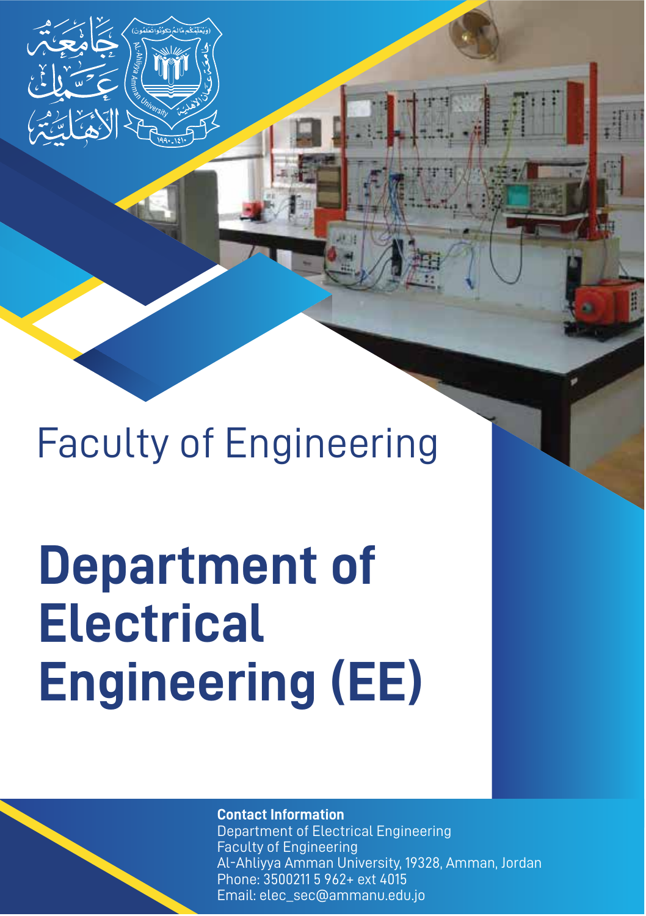جامعة عمان الأهلية

Faculty of Engineering

# Department of Electrical Engineering (EE)

**Contact Information**
Department of Electrical Engineering
Faculty of Engineering
Al-Ahliyya Amman University, 19328, Amman, Jordan
Phone: 3500211 5 962+ ext 4015
Email: elec_sec@ammanu.edu.jo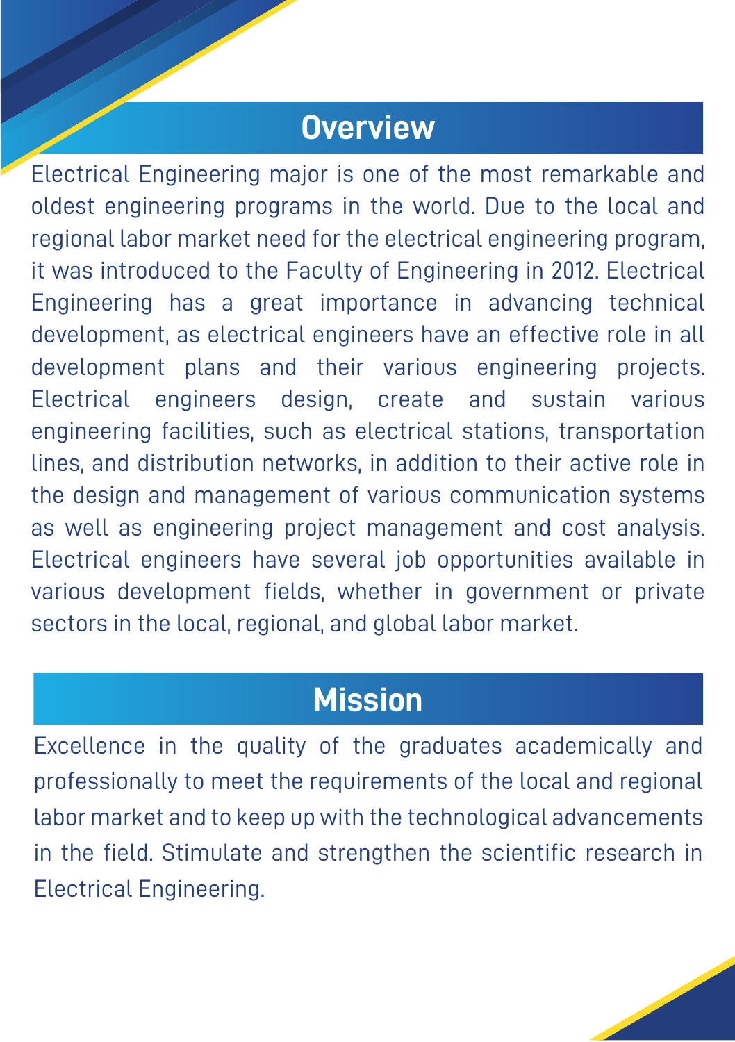## Overview

Electrical Engineering major is one of the most remarkable and oldest engineering programs in the world. Due to the local and regional labor market need for the electrical engineering program, it was introduced to the Faculty of Engineering in 2012. Electrical Engineering has a great importance in advancing technical development, as electrical engineers have an effective role in all development plans and their various engineering projects. Electrical engineers design, create and sustain various engineering facilities, such as electrical stations, transportation lines, and distribution networks, in addition to their active role in the design and management of various communication systems as well as engineering project management and cost analysis. Electrical engineers have several job opportunities available in various development fields, whether in government or private sectors in the local, regional, and global labor market.

## Mission

Excellence in the quality of the graduates academically and professionally to meet the requirements of the local and regional labor market and to keep up with the technological advancements in the field. Stimulate and strengthen the scientific research in Electrical Engineering.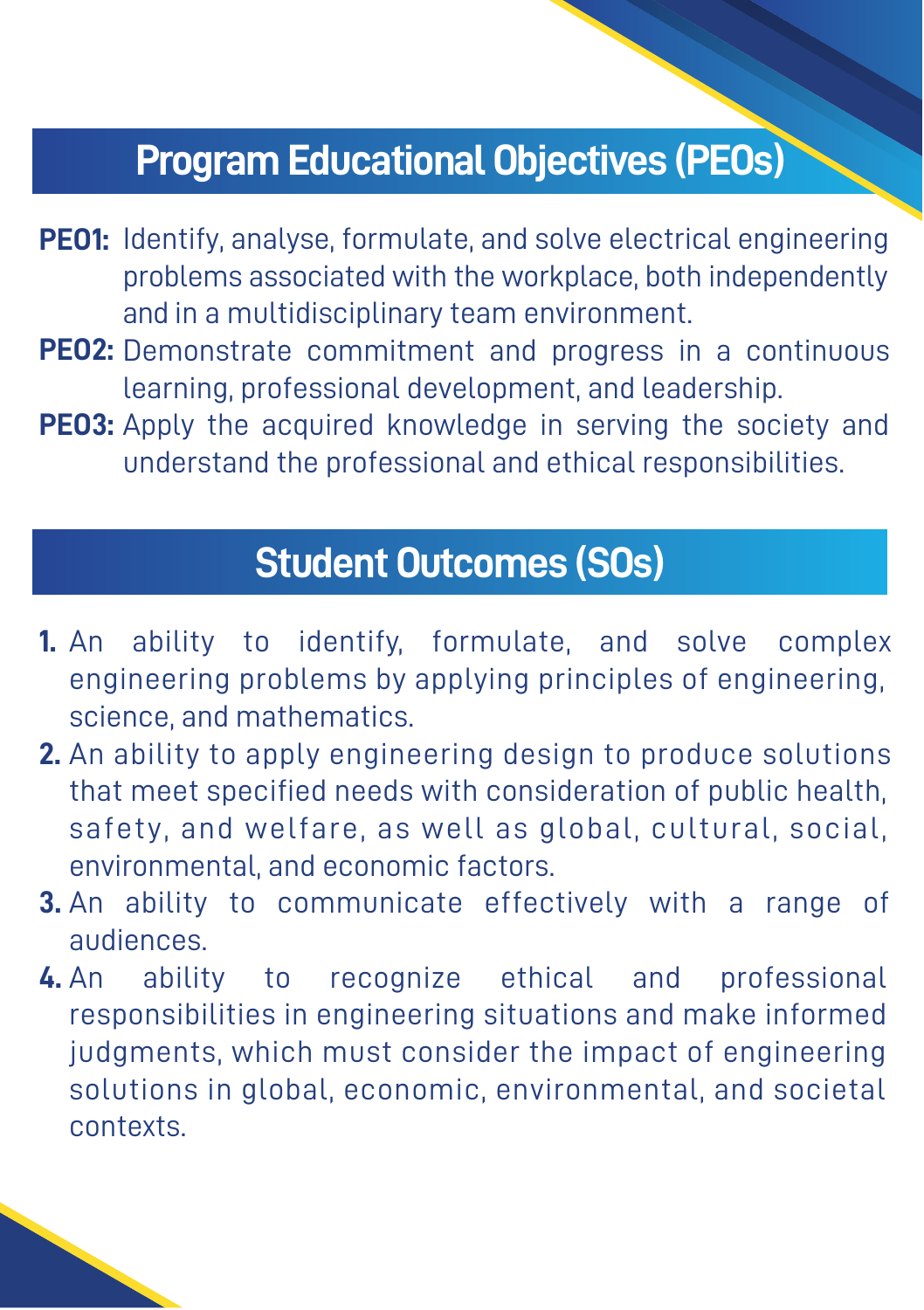## Program Educational Objectives (PEOs)

**PEO1:** Identify, analyse, formulate, and solve electrical engineering problems associated with the workplace, both independently and in a multidisciplinary team environment.

**PEO2:** Demonstrate commitment and progress in a continuous learning, professional development, and leadership.

**PEO3:** Apply the acquired knowledge in serving the society and understand the professional and ethical responsibilities.

## Student Outcomes (SOs)

1. An ability to identify, formulate, and solve complex engineering problems by applying principles of engineering, science, and mathematics.
2. An ability to apply engineering design to produce solutions that meet specified needs with consideration of public health, safety, and welfare, as well as global, cultural, social, environmental, and economic factors.
3. An ability to communicate effectively with a range of audiences.
4. An ability to recognize ethical and professional responsibilities in engineering situations and make informed judgments, which must consider the impact of engineering solutions in global, economic, environmental, and societal contexts.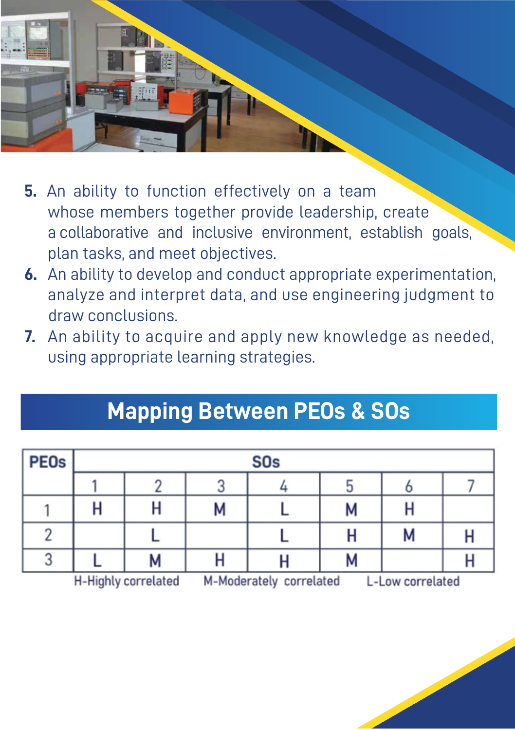5. An ability to function effectively on a team whose members together provide leadership, create a collaborative and inclusive environment, establish goals, plan tasks, and meet objectives.
6. An ability to develop and conduct appropriate experimentation, analyze and interpret data, and use engineering judgment to draw conclusions.
7. An ability to acquire and apply new knowledge as needed, using appropriate learning strategies.

## Mapping Between PEOs & SOs

| PEOs | SOs | | | | | | |
|---|---|---|---|---|---|---|---|
| | 1 | 2 | 3 | 4 | 5 | 6 | 7 |
| 1 | H | H | M | L | M | H | |
| 2 | | L | | L | H | M | H |
| 3 | L | M | H | H | M | | H |

H-Highly correlated M-Moderately correlated L-Low correlated